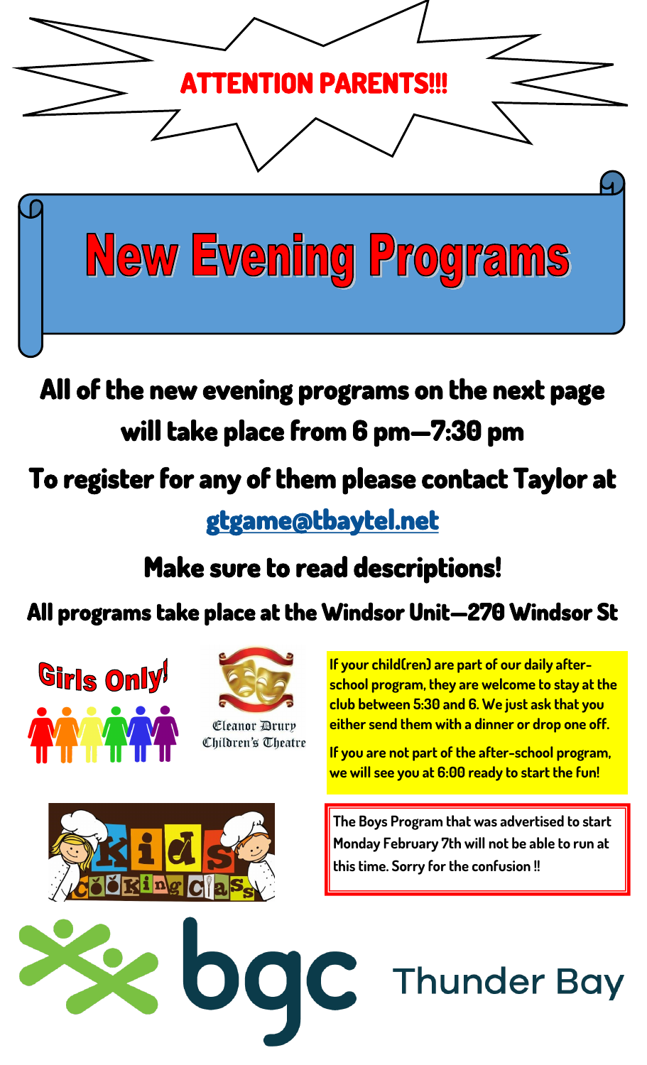# ATTENTION PARENTS!!!

# New Evening Programs

**All of the new evening programs on the next page will take place from 6 pm—7:30 pm**

**To register for any of them please contact Taylor at**

**gtgame@tbaytel.net**

**Make sure to read descriptions!**

**All programs take place at the Windsor Unit—270 Windsor St**

Girls Only!

Eleanor Drury Children's Theatre

Kids Cooking Class

If your child(ren) are part of our daily after-school program, they are welcome to stay at the club between 5:30 and 6. We just ask that you either send them with a dinner or drop one off.

If you are not part of the after-school program, we will see you at 6:00 ready to start the fun!

The Boys Program that was advertised to start Monday February 7th will not be able to run at this time. Sorry for the confusion !!

bgc Thunder Bay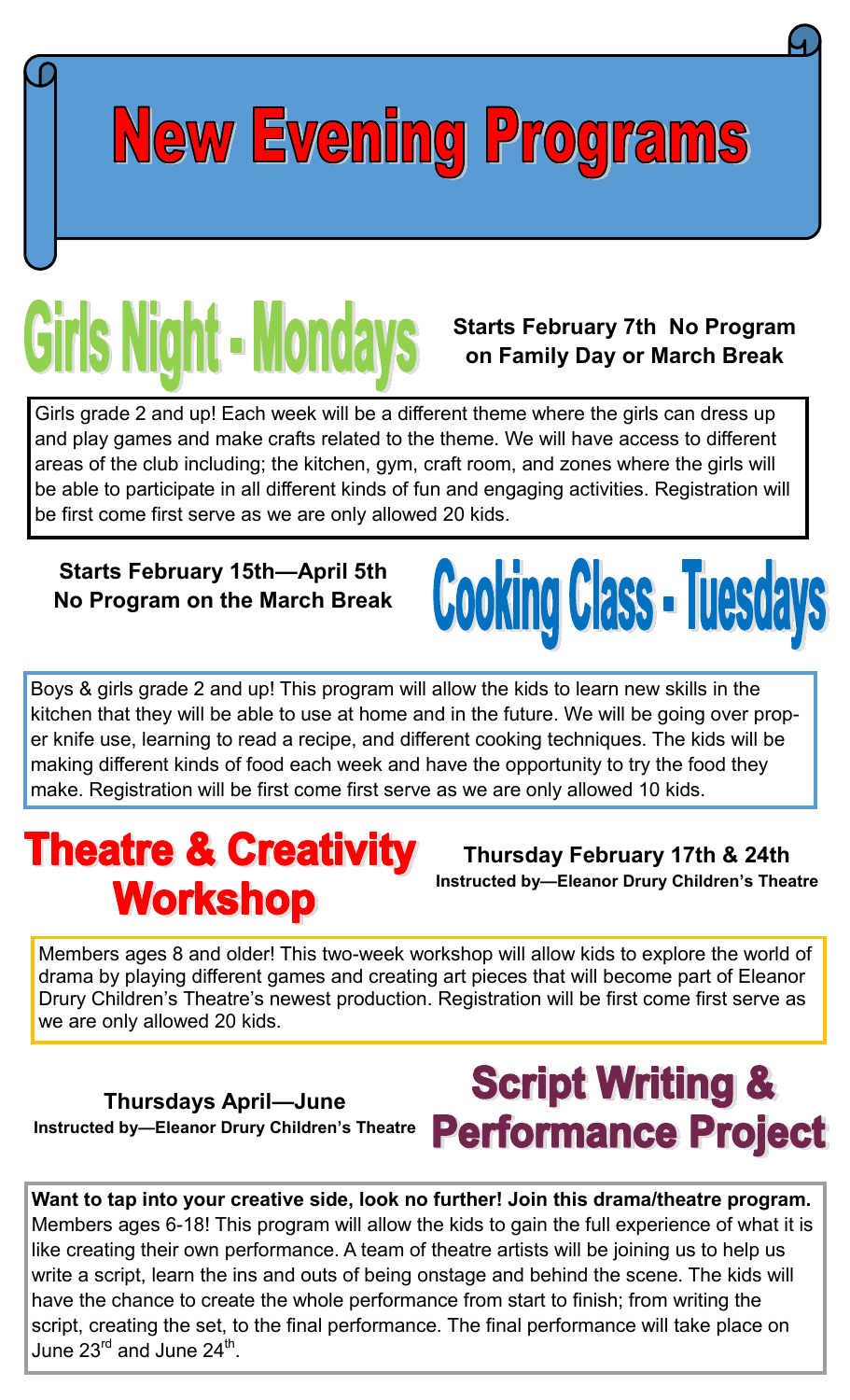# New Evening Programs

## Girls Night - Mondays

**Starts February 7th No Program on Family Day or March Break**

Girls grade 2 and up! Each week will be a different theme where the girls can dress up and play games and make crafts related to the theme. We will have access to different areas of the club including; the kitchen, gym, craft room, and zones where the girls will be able to participate in all different kinds of fun and engaging activities. Registration will be first come first serve as we are only allowed 20 kids.

## Cooking Class - Tuesdays

**Starts February 15th—April 5th**
**No Program on the March Break**

Boys & girls grade 2 and up! This program will allow the kids to learn new skills in the kitchen that they will be able to use at home and in the future. We will be going over proper knife use, learning to read a recipe, and different cooking techniques. The kids will be making different kinds of food each week and have the opportunity to try the food they make. Registration will be first come first serve as we are only allowed 10 kids.

## Theatre & Creativity Workshop

**Thursday February 17th & 24th**
**Instructed by—Eleanor Drury Children's Theatre**

Members ages 8 and older! This two-week workshop will allow kids to explore the world of drama by playing different games and creating art pieces that will become part of Eleanor Drury Children's Theatre's newest production. Registration will be first come first serve as we are only allowed 20 kids.

## Script Writing & Performance Project

**Thursdays April—June**
**Instructed by—Eleanor Drury Children's Theatre**

**Want to tap into your creative side, look no further! Join this drama/theatre program.** Members ages 6-18! This program will allow the kids to gain the full experience of what it is like creating their own performance. A team of theatre artists will be joining us to help us write a script, learn the ins and outs of being onstage and behind the scene. The kids will have the chance to create the whole performance from start to finish; from writing the script, creating the set, to the final performance. The final performance will take place on June 23rd and June 24th.